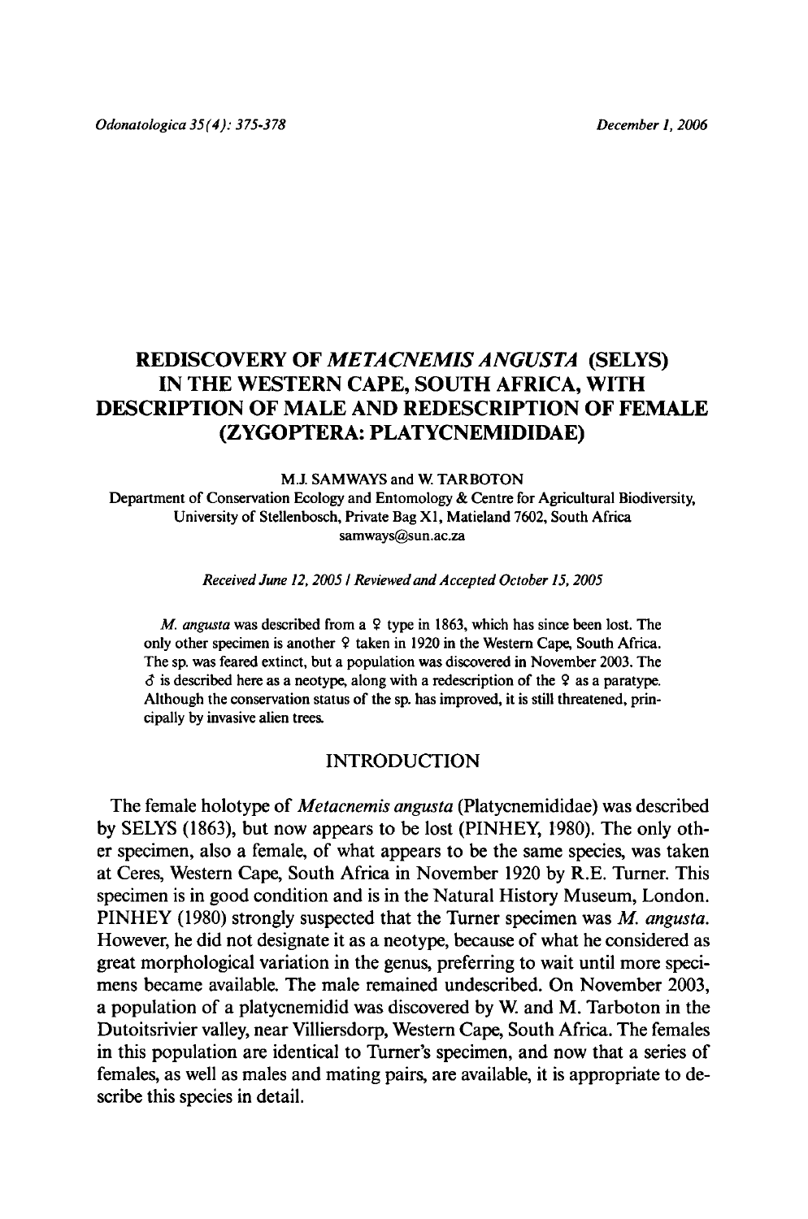# REDISCOVERY OF *METACNEMIS ANGUSTA* (SELYS) IN THE WESTERN CAPE, SOUTH AFRICA, WITH DESCRIPTION OF MALE AND REDESCRIPTION OF FEMALE (ZYGOPTERA: PLATYCNEMIDIDAE)

M.J. SAMWAYS and W. TARBOTON

Department of Conservation Ecology and Entomology & Centre for Agricultural Biodiversity, University of Stellenbosch, Private Bag X1, Matieland 7602, South Africa

samways@sun.ac.za

*Received June 12, 2005 / Reviewed and Accepted October 15, 2005*

*M. angusta* was described from a ♀ type in 1863, which has since been lost. The only other specimen is another ♀ taken in 1920 in the Western Cape, South Africa. The sp. was feared extinct, but a population was discovered in November 2003. The ♂ is described here as a neotype, along with a redescription of the ♀ as a paratype. Although the conservation status of the sp. has improved, it is still threatened, principally by invasive alien trees.

## INTRODUCTION

The female holotype of *Metacnemis angusta* (Platycnemididae) was described by SELYS (1863), but now appears to be lost (PINHEY, 1980). The only other specimen, also a female, of what appears to be the same species, was taken at Ceres, Western Cape, South Africa in November 1920 by R.E. Turner. This specimen is in good condition and is in the Natural History Museum, London. PINHEY (1980) strongly suspected that the Turner specimen was *M. angusta*. However, he did not designate it as a neotype, because of what he considered as great morphological variation in the genus, preferring to wait until more specimens became available. The male remained undescribed. On November 2003, a population of a platycnemidid was discovered by W. and M. Tarboton in the Dutoitsrivier valley, near Villiersdorp, Western Cape, South Africa. The females in this population are identical to Turner's specimen, and now that a series of females, as well as males and mating pairs, are available, it is appropriate to describe this species in detail.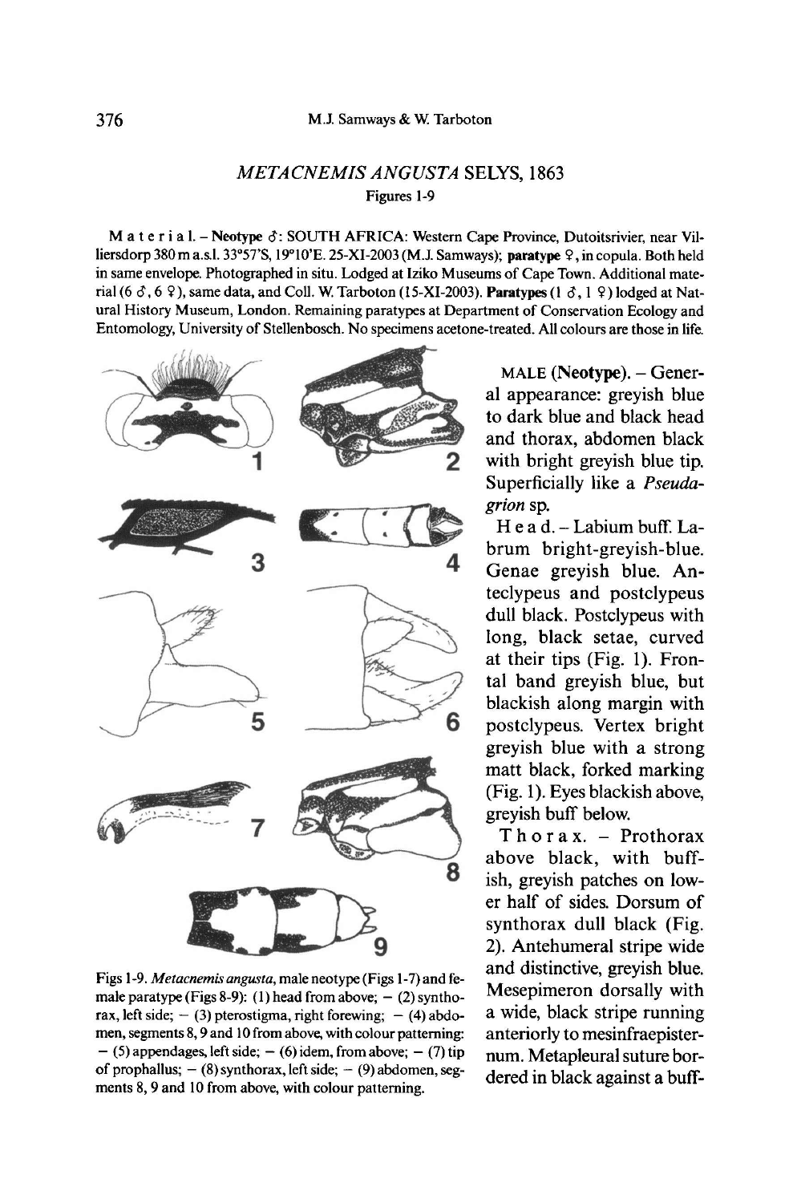## *METACNEMIS ANGUSTA* SELYS, 1863

Figures 1-9

Material. – **Neotype** ♂: SOUTH AFRICA: Western Cape Province, Dutoitsrivier, near Villiersdorp 380 m a.s.l. 33°57'S, 19°10'E. 25-XI-2003 (M.J. Samways); **paratype** ♀, in copula. Both held in same envelope. Photographed in situ. Lodged at Iziko Museums of Cape Town. Additional material (6 ♂, 6 ♀), same data, and Coll. W. Tarboton (15-XI-2003). **Paratypes** (1 ♂, 1 ♀) lodged at Natural History Museum, London. Remaining paratypes at Department of Conservation Ecology and Entomology, University of Stellenbosch. No specimens acetone-treated. All colours are those in life.

Figs 1-9. *Metacnemis angusta*, male neotype (Figs 1-7) and female paratype (Figs 8-9): (1) head from above; – (2) synthorax, left side; – (3) pterostigma, right forewing; – (4) abdomen, segments 8, 9 and 10 from above, with colour patterning: – (5) appendages, left side; – (6) idem, from above; – (7) tip of prophallus; – (8) synthorax, left side; – (9) abdomen, segments 8, 9 and 10 from above, with colour patterning.

MALE (**Neotype**). – General appearance: greyish blue to dark blue and black head and thorax, abdomen black with bright greyish blue tip. Superficially like a *Pseudagrion* sp.

Head. – Labium buff. Labrum bright-greyish-blue. Genae greyish blue. Anteclypeus and postclypeus dull black. Postclypeus with long, black setae, curved at their tips (Fig. 1). Frontal band greyish blue, but blackish along margin with postclypeus. Vertex bright greyish blue with a strong matt black, forked marking (Fig. 1). Eyes blackish above, greyish buff below.

Thorax. – Prothorax above black, with buffish, greyish patches on lower half of sides. Dorsum of synthorax dull black (Fig. 2). Antehumeral stripe wide and distinctive, greyish blue. Mesepimeron dorsally with a wide, black stripe running anteriorly to mesinfraepisternum. Metapleural suture bordered in black against a buff-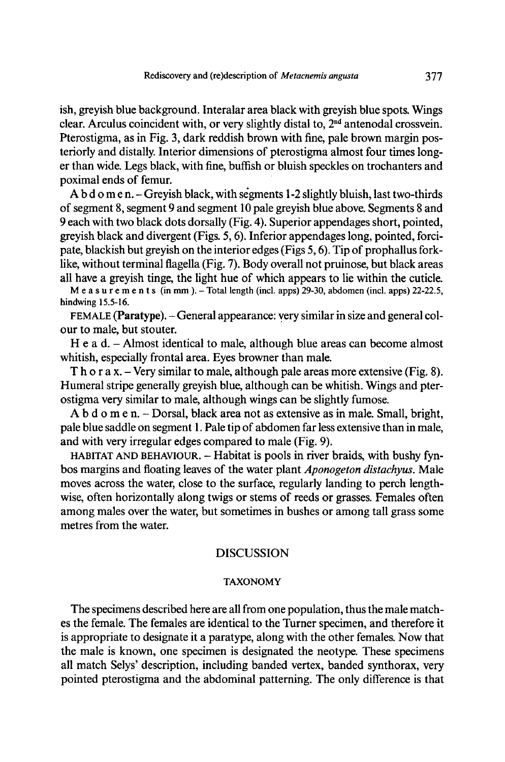ish, greyish blue background. Interalar area black with greyish blue spots. Wings clear. Arculus coincident with, or very slightly distal to, 2[nd] antenodal crossvein. Pterostigma, as in Fig. 3, dark reddish brown with fine, pale brown margin posteriorly and distally. Interior dimensions of pterostigma almost four times longer than wide. Legs black, with fine, buffish or bluish speckles on trochanters and poximal ends of femur.

A b d o m e n. – Greyish black, with segments 1-2 slightly bluish, last two-thirds of segment 8, segment 9 and segment 10 pale greyish blue above. Segments 8 and 9 each with two black dots dorsally (Fig. 4). Superior appendages short, pointed, greyish black and divergent (Figs. 5, 6). Inferior appendages long, pointed, forcipate, blackish but greyish on the interior edges (Figs 5, 6). Tip of prophallus fork-like, without terminal flagella (Fig. 7). Body overall not pruinose, but black areas all have a greyish tinge, the light hue of which appears to lie within the cuticle.

M e a s u r e m e n t s (in mm ). – Total length (incl. apps) 29-30, abdomen (incl. apps) 22-22.5, hindwing 15.5-16.

FEMALE (**Paratype**). – General appearance: very similar in size and general colour to male, but stouter.

H e a d. – Almost identical to male, although blue areas can become almost whitish, especially frontal area. Eyes browner than male.

T h o r a x. – Very similar to male, although pale areas more extensive (Fig. 8). Humeral stripe generally greyish blue, although can be whitish. Wings and pterostigma very similar to male, although wings can be slightly fumose.

A b d o m e n. – Dorsal, black area not as extensive as in male. Small, bright, pale blue saddle on segment 1. Pale tip of abdomen far less extensive than in male, and with very irregular edges compared to male (Fig. 9).

HABITAT AND BEHAVIOUR. – Habitat is pools in river braids, with bushy fynbos margins and floating leaves of the water plant *Aponogeton distachyus*. Male moves across the water, close to the surface, regularly landing to perch lengthwise, often horizontally along twigs or stems of reeds or grasses. Females often among males over the water, but sometimes in bushes or among tall grass some metres from the water.

## DISCUSSION

### TAXONOMY

The specimens described here are all from one population, thus the male matches the female. The females are identical to the Turner specimen, and therefore it is appropriate to designate it a paratype, along with the other females. Now that the male is known, one specimen is designated the neotype. These specimens all match Selys' description, including banded vertex, banded synthorax, very pointed pterostigma and the abdominal patterning. The only difference is that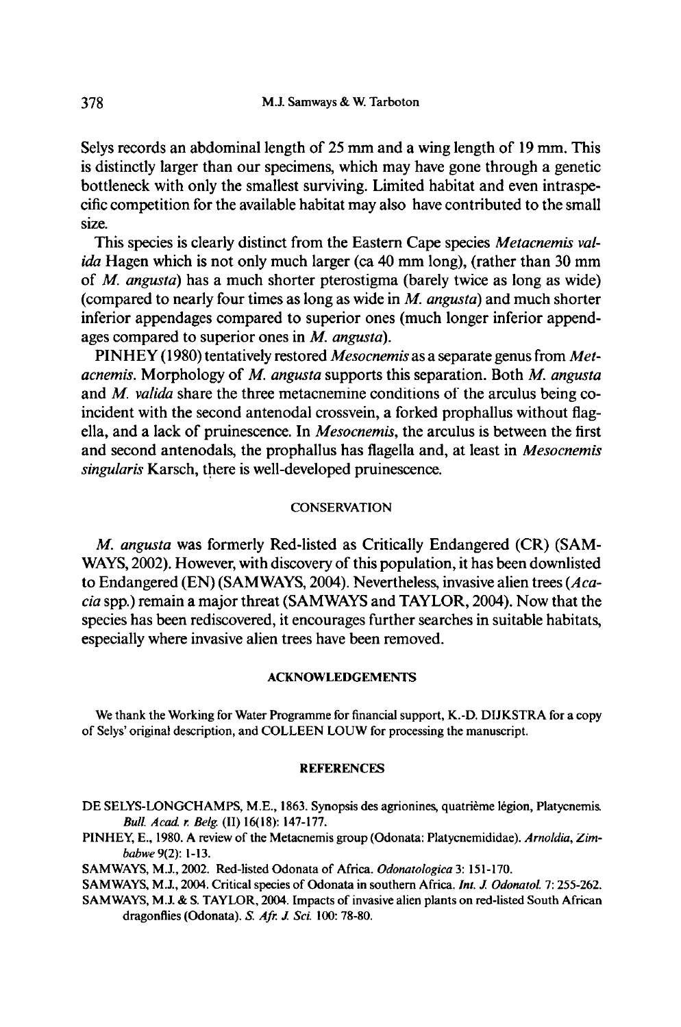Selys records an abdominal length of 25 mm and a wing length of 19 mm. This is distinctly larger than our specimens, which may have gone through a genetic bottleneck with only the smallest surviving. Limited habitat and even intraspecific competition for the available habitat may also have contributed to the small size.

This species is clearly distinct from the Eastern Cape species *Metacnemis valida* Hagen which is not only much larger (ca 40 mm long), (rather than 30 mm of *M. angusta*) has a much shorter pterostigma (barely twice as long as wide) (compared to nearly four times as long as wide in *M. angusta*) and much shorter inferior appendages compared to superior ones (much longer inferior appendages compared to superior ones in *M. angusta*).

PINHEY (1980) tentatively restored *Mesocnemis* as a separate genus from *Metacnemis*. Morphology of *M. angusta* supports this separation. Both *M. angusta* and *M. valida* share the three metacnemine conditions of the arculus being coincident with the second antenodal crossvein, a forked prophallus without flagella, and a lack of pruinescence. In *Mesocnemis*, the arculus is between the first and second antenodals, the prophallus has flagella and, at least in *Mesocnemis singularis* Karsch, there is well-developed pruinescence.

## CONSERVATION

*M. angusta* was formerly Red-listed as Critically Endangered (CR) (SAMWAYS, 2002). However, with discovery of this population, it has been downlisted to Endangered (EN) (SAMWAYS, 2004). Nevertheless, invasive alien trees (*Acacia* spp.) remain a major threat (SAMWAYS and TAYLOR, 2004). Now that the species has been rediscovered, it encourages further searches in suitable habitats, especially where invasive alien trees have been removed.

## ACKNOWLEDGEMENTS

We thank the Working for Water Programme for financial support, K.-D. DIJKSTRA for a copy of Selys' original description, and COLLEEN LOUW for processing the manuscript.

## REFERENCES

DE SELYS-LONGCHAMPS, M.E., 1863. Synopsis des agrionines, quatrième légion, Platycnemis. *Bull. Acad. r. Belg.* (II) 16(18): 147-177.

PINHEY, E., 1980. A review of the Metacnemis group (Odonata: Platycnemididae). *Arnoldia, Zimbabwe* 9(2): 1-13.

SAMWAYS, M.J., 2002. Red-listed Odonata of Africa. *Odonatologica* 3: 151-170.

SAMWAYS, M.J., 2004. Critical species of Odonata in southern Africa. *Int. J. Odonatol.* 7: 255-262.

SAMWAYS, M.J. & S. TAYLOR, 2004. Impacts of invasive alien plants on red-listed South African dragonflies (Odonata). *S. Afr. J. Sci.* 100: 78-80.